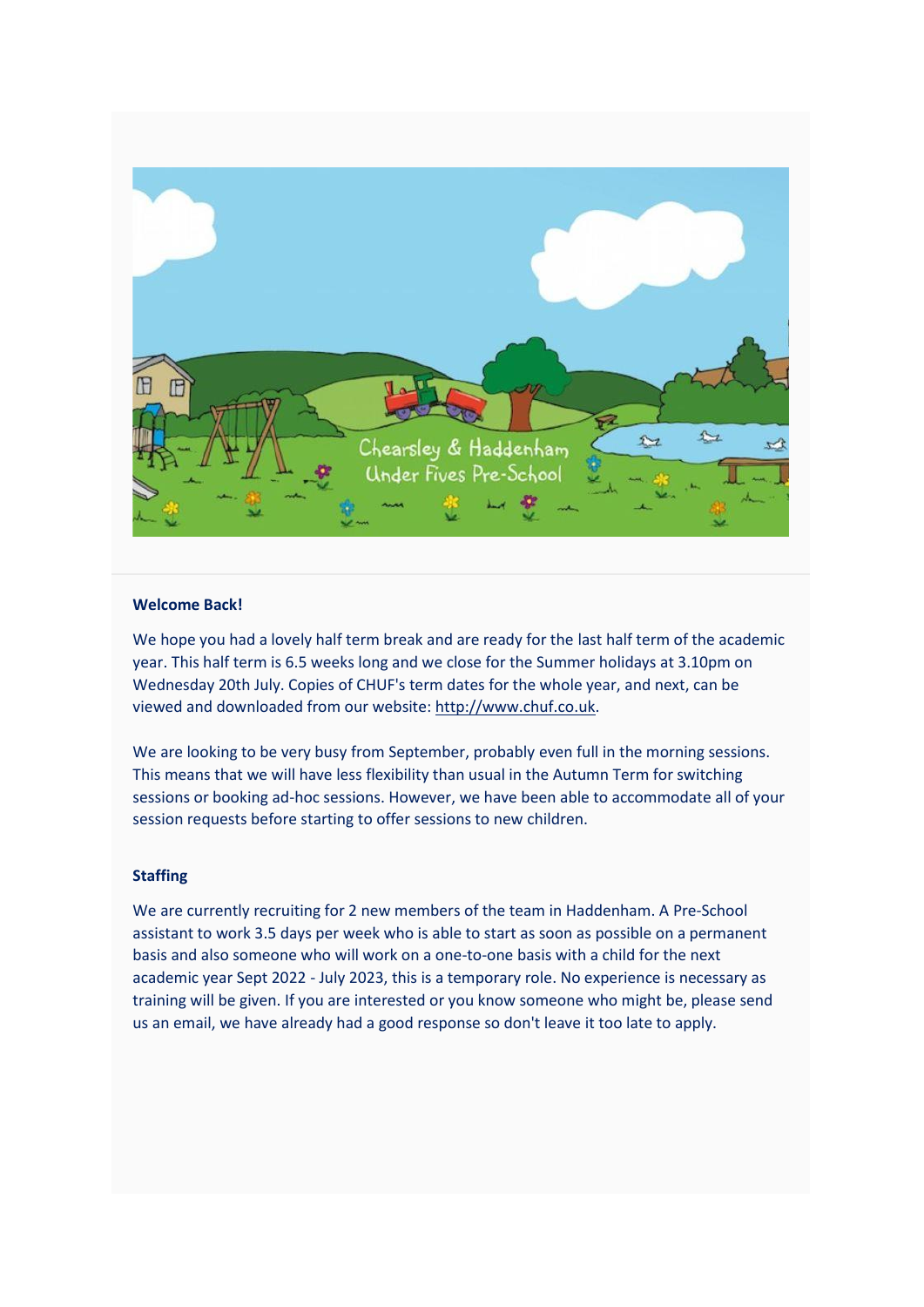Chearsley & Haddenham Under Fives Pre-School

**Welcome Back!**

We hope you had a lovely half term break and are ready for the last half term of the academic year. This half term is 6.5 weeks long and we close for the Summer holidays at 3.10pm on Wednesday 20th July. Copies of CHUF's term dates for the whole year, and next, can be viewed and downloaded from our website: http://www.chuf.co.uk.

We are looking to be very busy from September, probably even full in the morning sessions. This means that we will have less flexibility than usual in the Autumn Term for switching sessions or booking ad-hoc sessions. However, we have been able to accommodate all of your session requests before starting to offer sessions to new children.

**Staffing**

We are currently recruiting for 2 new members of the team in Haddenham. A Pre-School assistant to work 3.5 days per week who is able to start as soon as possible on a permanent basis and also someone who will work on a one-to-one basis with a child for the next academic year Sept 2022 - July 2023, this is a temporary role. No experience is necessary as training will be given. If you are interested or you know someone who might be, please send us an email, we have already had a good response so don't leave it too late to apply.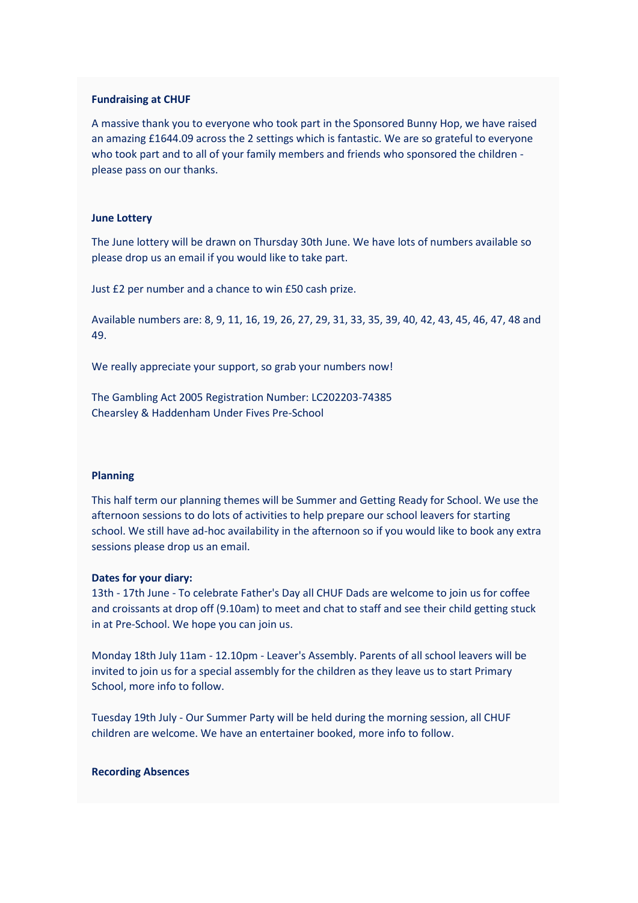**Fundraising at CHUF**

A massive thank you to everyone who took part in the Sponsored Bunny Hop, we have raised an amazing £1644.09 across the 2 settings which is fantastic. We are so grateful to everyone who took part and to all of your family members and friends who sponsored the children - please pass on our thanks.

**June Lottery**

The June lottery will be drawn on Thursday 30th June. We have lots of numbers available so please drop us an email if you would like to take part.

Just £2 per number and a chance to win £50 cash prize.

Available numbers are: 8, 9, 11, 16, 19, 26, 27, 29, 31, 33, 35, 39, 40, 42, 43, 45, 46, 47, 48 and 49.

We really appreciate your support, so grab your numbers now!

The Gambling Act 2005 Registration Number: LC202203-74385
Chearsley & Haddenham Under Fives Pre-School

**Planning**

This half term our planning themes will be Summer and Getting Ready for School. We use the afternoon sessions to do lots of activities to help prepare our school leavers for starting school. We still have ad-hoc availability in the afternoon so if you would like to book any extra sessions please drop us an email.

**Dates for your diary:**
13th - 17th June - To celebrate Father's Day all CHUF Dads are welcome to join us for coffee and croissants at drop off (9.10am) to meet and chat to staff and see their child getting stuck in at Pre-School. We hope you can join us.

Monday 18th July 11am - 12.10pm - Leaver's Assembly. Parents of all school leavers will be invited to join us for a special assembly for the children as they leave us to start Primary School, more info to follow.

Tuesday 19th July - Our Summer Party will be held during the morning session, all CHUF children are welcome. We have an entertainer booked, more info to follow.

**Recording Absences**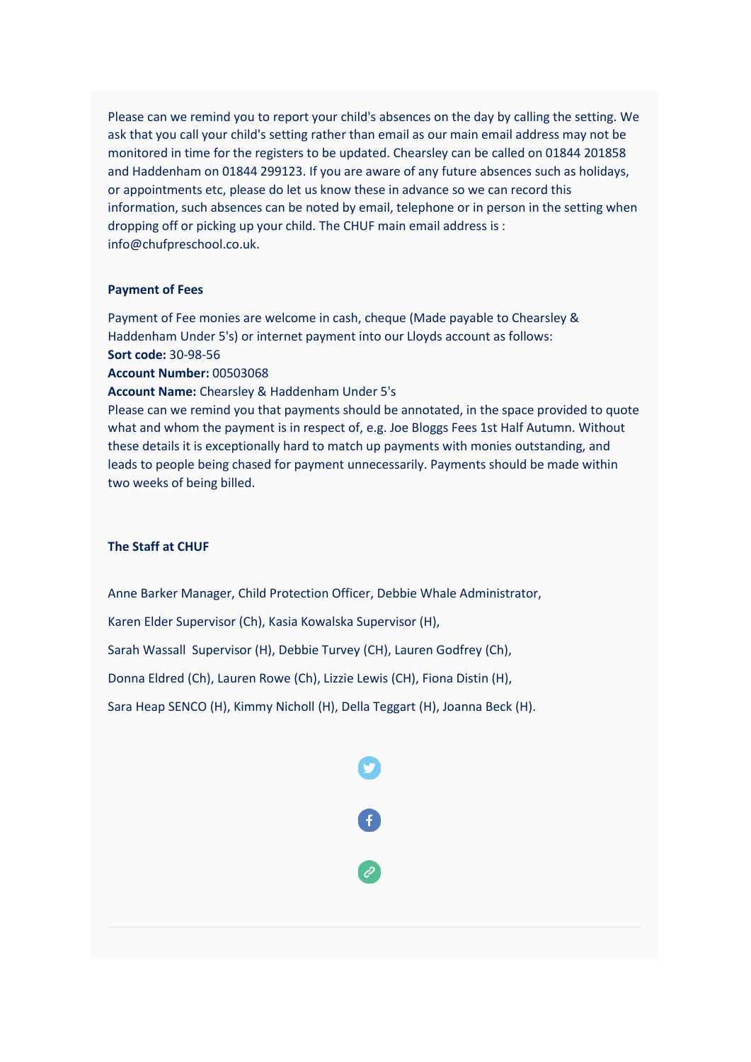Please can we remind you to report your child's absences on the day by calling the setting. We ask that you call your child's setting rather than email as our main email address may not be monitored in time for the registers to be updated. Chearsley can be called on 01844 201858 and Haddenham on 01844 299123. If you are aware of any future absences such as holidays, or appointments etc, please do let us know these in advance so we can record this information, such absences can be noted by email, telephone or in person in the setting when dropping off or picking up your child. The CHUF main email address is : info@chufpreschool.co.uk.

**Payment of Fees**

Payment of Fee monies are welcome in cash, cheque (Made payable to Chearsley & Haddenham Under 5's) or internet payment into our Lloyds account as follows:
**Sort code:** 30-98-56
**Account Number:** 00503068
**Account Name:** Chearsley & Haddenham Under 5's
Please can we remind you that payments should be annotated, in the space provided to quote what and whom the payment is in respect of, e.g. Joe Bloggs Fees 1st Half Autumn. Without these details it is exceptionally hard to match up payments with monies outstanding, and leads to people being chased for payment unnecessarily. Payments should be made within two weeks of being billed.

**The Staff at CHUF**

Anne Barker Manager, Child Protection Officer, Debbie Whale Administrator,

Karen Elder Supervisor (Ch), Kasia Kowalska Supervisor (H),

Sarah Wassall Supervisor (H), Debbie Turvey (CH), Lauren Godfrey (Ch),

Donna Eldred (Ch), Lauren Rowe (Ch), Lizzie Lewis (CH), Fiona Distin (H),

Sara Heap SENCO (H), Kimmy Nicholl (H), Della Teggart (H), Joanna Beck (H).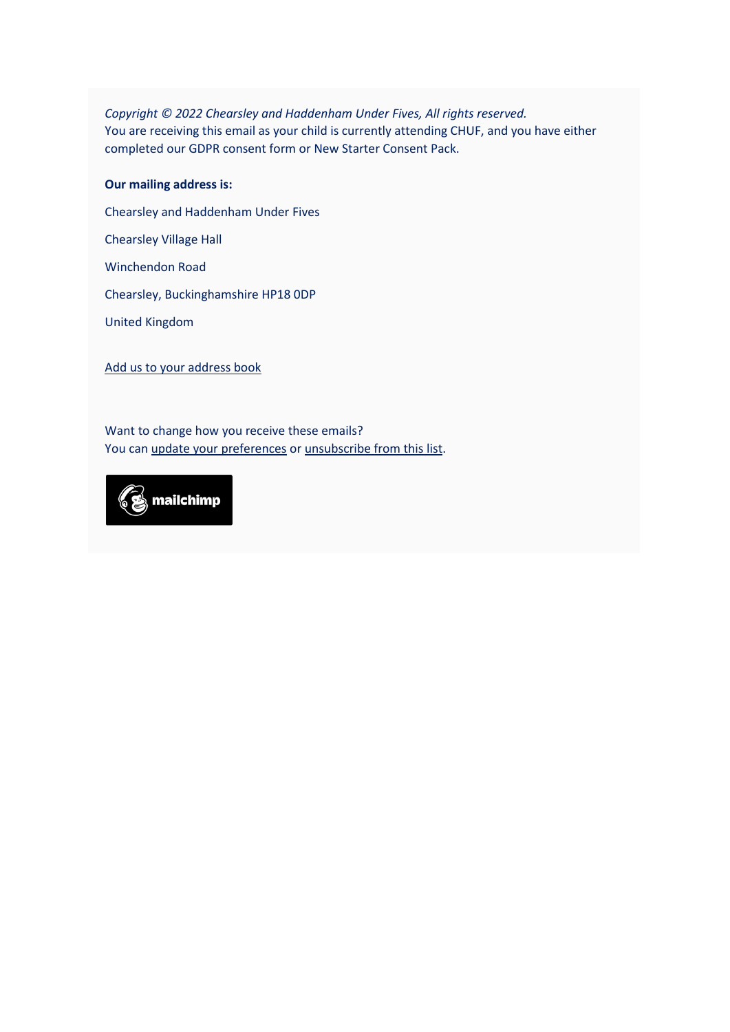*Copyright © 2022 Chearsley and Haddenham Under Fives, All rights reserved.*
You are receiving this email as your child is currently attending CHUF, and you have either completed our GDPR consent form or New Starter Consent Pack.

**Our mailing address is:**

Chearsley and Haddenham Under Fives

Chearsley Village Hall

Winchendon Road

Chearsley, Buckinghamshire HP18 0DP

United Kingdom

Add us to your address book

Want to change how you receive these emails?
You can update your preferences or unsubscribe from this list.

mailchimp